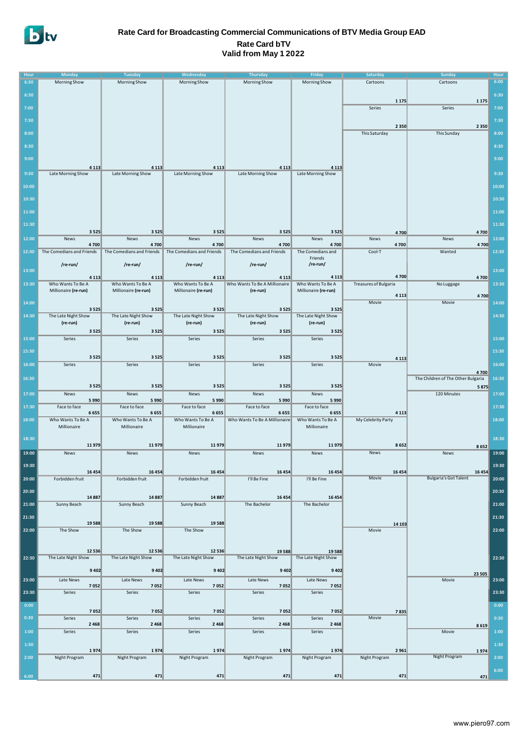# Rate Card for Broadcasting Commercial Communications of BTV Media Group EAD

## Rate Card bTV

## Valid from May 1 2022

| Hour | Monday | Tuesday | Wednesday | Thursday | Friday | Saturday | Sunday | Hour |
|---|---|---|---|---|---|---|---|---|
| 6:30 | Morning Show | Morning Show | Morning Show | Morning Show | Morning Show | Cartoons 1 175 | Cartoons 1 175 | 6:00 |
| 7:00 | | | | | | Series 2 350 | Series 2 350 | 7:00 |
| 8:00 | 4 113 | 4 113 | 4 113 | 4 113 | 4 113 | This Saturday 4 700 | This Sunday 4 700 | 8:00 |
| 9:30 | Late Morning Show 3 525 | Late Morning Show 3 525 | Late Morning Show 3 525 | Late Morning Show 3 525 | Late Morning Show 3 525 | | | 9:30 |
| 12:00 | News 4 700 | News 4 700 | News 4 700 | News 4 700 | News 4 700 | News 4 700 | News 4 700 | 12:00 |
| 12:30 | The Comedians and Friends /re-run/ 4 113 | The Comedians and Friends /re-run/ 4 113 | The Comedians and Friends /re-run/ 4 113 | The Comedians and Friends /re-run/ 4 113 | The Comedians and Friends /re-run/ 4 113 | Cool-T 4 700 | Wanted 4 700 | 12:30 |
| 13:30 | Who Wants To Be A Millionaire **(re-run)** 3 525 | Who Wants To Be A Millionaire **(re-run)** 3 525 | Who Wants To Be A Millionaire **(re-run)** 3 525 | Who Wants To Be A Millionaire **(re-run)** 3 525 | Who Wants To Be A Millionaire **(re-run)** 3 525 | Treasures of Bulgaria 4 113 | No Luggage 4 700 | 13:30 |
| 14:00 | | | | | | Movie 4 113 | Movie 4 700 | 14:00 |
| 14:30 | The Late Night Show **(re-run)** 3 525 | The Late Night Show **(re-run)** 3 525 | The Late Night Show **(re-run)** 3 525 | The Late Night Show **(re-run)** 3 525 | The Late Night Show **(re-run)** 3 525 | | | 14:30 |
| 15:00 | Series 3 525 | Series 3 525 | Series 3 525 | Series 3 525 | Series 3 525 | | | 15:00 |
| 16:00 | Series 3 525 | Series 3 525 | Series 3 525 | Series 3 525 | Series 3 525 | Movie 4 113 | | 16:00 |
| 16:30 | | | | | | | The Children of The Other Bulgaria 5 875 | 16:30 |
| 17:00 | News 5 990 | News 5 990 | News 5 990 | News 5 990 | News 5 990 | | 120 Minutes 8 652 | 17:00 |
| 17:30 | Face to face 6 655 | Face to face 6 655 | Face to face 6 655 | Face to face 6 655 | Face to face 6 655 | | | 17:30 |
| 18:00 | Who Wants To Be A Millionaire 11 979 | Who Wants To Be A Millionaire 11 979 | Who Wants To Be A Millionaire 11 979 | Who Wants To Be A Millionaire 11 979 | Who Wants To Be A Millionaire 11 979 | My Celebrity Party 8 652 | | 18:00 |
| 19:00 | News 16 454 | News 16 454 | News 16 454 | News 16 454 | News 16 454 | News 16 454 | News 16 454 | 19:00 |
| 20:00 | Forbidden fruit 14 887 | Forbidden fruit 14 887 | Forbidden fruit 14 887 | I'll Be Fine 16 454 | I'll Be Fine 16 454 | Movie 14 103 | Bulgaria's Got Talent 23 505 | 20:00 |
| 21:00 | Sunny Beach 19 588 | Sunny Beach 19 588 | Sunny Beach 19 588 | The Bachelor 19 588 | The Bachelor 19 588 | | | 21:00 |
| 22:00 | The Show 12 536 | The Show 12 536 | The Show 12 536 | | | Movie 7 835 | | 22:00 |
| 22:30 | The Late Night Show 9 402 | The Late Night Show 9 402 | The Late Night Show 9 402 | The Late Night Show 9 402 | The Late Night Show 9 402 | | | 22:30 |
| 23:00 | Late News 7 052 | Late News 7 052 | Late News 7 052 | Late News 7 052 | Late News 7 052 | | Movie 8 619 | 23:00 |
| 23:30 | Series 7 052 | Series 7 052 | Series 7 052 | Series 7 052 | Series 7 052 | | | 23:30 |
| 0:30 | Series 2 468 | Series 2 468 | Series 2 468 | Series 2 468 | Series 2 468 | Movie 2 961 | | 0:30 |
| 1:00 | Series 1 974 | Series 1 974 | Series 1 974 | Series 1 974 | Series 1 974 | | Movie 1 974 | 1:00 |
| 2:00 | Night Program 471 | Night Program 471 | Night Program 471 | Night Program 471 | Night Program 471 | Night Program 471 | Night Program 471 | 2:00 |
| 6:00 | | | | | | | | 6:00 |

www.piero97.com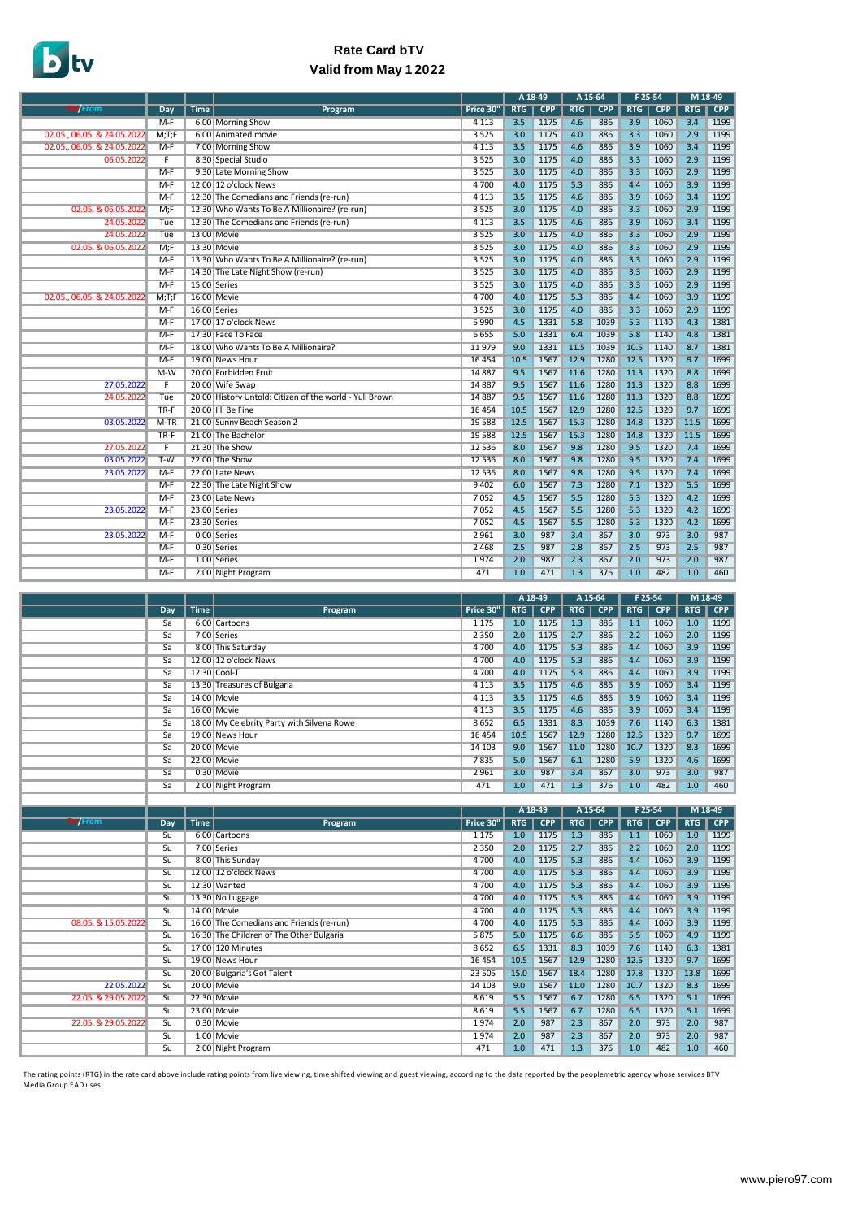# Rate Card bTV

## Valid from May 1 2022

| On/From | Day | Time | Program | Price 30" | A 18-49 RTG | A 18-49 CPP | A 15-64 RTG | A 15-64 CPP | F 25-54 RTG | F 25-54 CPP | M 18-49 RTG | M 18-49 CPP |
|---|---|---|---|---|---|---|---|---|---|---|---|---|
| | M-F | 6:00 | Morning Show | 4 113 | 3.5 | 1175 | 4.6 | 886 | 3.9 | 1060 | 3.4 | 1199 |
| 02.05., 06.05. & 24.05.2022 | M;T;F | 6:00 | Animated movie | 3 525 | 3.0 | 1175 | 4.0 | 886 | 3.3 | 1060 | 2.9 | 1199 |
| 02.05., 06.05. & 24.05.2022 | M-F | 7:00 | Morning Show | 4 113 | 3.5 | 1175 | 4.6 | 886 | 3.9 | 1060 | 3.4 | 1199 |
| 06.05.2022 | F | 8:30 | Special Studio | 3 525 | 3.0 | 1175 | 4.0 | 886 | 3.3 | 1060 | 2.9 | 1199 |
| | M-F | 9:30 | Late Morning Show | 3 525 | 3.0 | 1175 | 4.0 | 886 | 3.3 | 1060 | 2.9 | 1199 |
| | M-F | 12:00 | 12 o'clock News | 4 700 | 4.0 | 1175 | 5.3 | 886 | 4.4 | 1060 | 3.9 | 1199 |
| | M-F | 12:30 | The Comedians and Friends (re-run) | 4 113 | 3.5 | 1175 | 4.6 | 886 | 3.9 | 1060 | 3.4 | 1199 |
| 02.05. & 06.05.2022 | M;F | 12:30 | Who Wants To Be A Millionaire? (re-run) | 3 525 | 3.0 | 1175 | 4.0 | 886 | 3.3 | 1060 | 2.9 | 1199 |
| 24.05.2022 | Tue | 12:30 | The Comedians and Friends (re-run) | 4 113 | 3.5 | 1175 | 4.6 | 886 | 3.9 | 1060 | 3.4 | 1199 |
| 24.05.2022 | Tue | 13:00 | Movie | 3 525 | 3.0 | 1175 | 4.0 | 886 | 3.3 | 1060 | 2.9 | 1199 |
| 02.05. & 06.05.2022 | M;F | 13:30 | Movie | 3 525 | 3.0 | 1175 | 4.0 | 886 | 3.3 | 1060 | 2.9 | 1199 |
| | M-F | 13:30 | Who Wants To Be A Millionaire? (re-run) | 3 525 | 3.0 | 1175 | 4.0 | 886 | 3.3 | 1060 | 2.9 | 1199 |
| | M-F | 14:30 | The Late Night Show (re-run) | 3 525 | 3.0 | 1175 | 4.0 | 886 | 3.3 | 1060 | 2.9 | 1199 |
| | M-F | 15:00 | Series | 3 525 | 3.0 | 1175 | 4.0 | 886 | 3.3 | 1060 | 2.9 | 1199 |
| 02.05., 06.05. & 24.05.2022 | M;T;F | 16:00 | Movie | 4 700 | 4.0 | 1175 | 5.3 | 886 | 4.4 | 1060 | 3.9 | 1199 |
| | M-F | 16:00 | Series | 3 525 | 3.0 | 1175 | 4.0 | 886 | 3.3 | 1060 | 2.9 | 1199 |
| | M-F | 17:00 | 17 o'clock News | 5 990 | 4.5 | 1331 | 5.8 | 1039 | 5.3 | 1140 | 4.3 | 1381 |
| | M-F | 17:30 | Face To Face | 6 655 | 5.0 | 1331 | 6.4 | 1039 | 5.8 | 1140 | 4.8 | 1381 |
| | M-F | 18:00 | Who Wants To Be A Millionaire? | 11 979 | 9.0 | 1331 | 11.5 | 1039 | 10.5 | 1140 | 8.7 | 1381 |
| | M-F | 19:00 | News Hour | 16 454 | 10.5 | 1567 | 12.9 | 1280 | 12.5 | 1320 | 9.7 | 1699 |
| | M-W | 20:00 | Forbidden Fruit | 14 887 | 9.5 | 1567 | 11.6 | 1280 | 11.3 | 1320 | 8.8 | 1699 |
| 27.05.2022 | F | 20:00 | Wife Swap | 14 887 | 9.5 | 1567 | 11.6 | 1280 | 11.3 | 1320 | 8.8 | 1699 |
| 24.05.2022 | Tue | 20:00 | History Untold: Citizen of the world - Yull Brown | 14 887 | 9.5 | 1567 | 11.6 | 1280 | 11.3 | 1320 | 8.8 | 1699 |
| | TR-F | 20:00 | I'll Be Fine | 16 454 | 10.5 | 1567 | 12.9 | 1280 | 12.5 | 1320 | 9.7 | 1699 |
| 03.05.2022 | M-TR | 21:00 | Sunny Beach Season 2 | 19 588 | 12.5 | 1567 | 15.3 | 1280 | 14.8 | 1320 | 11.5 | 1699 |
| | TR-F | 21:00 | The Bachelor | 19 588 | 12.5 | 1567 | 15.3 | 1280 | 14.8 | 1320 | 11.5 | 1699 |
| 27.05.2022 | F | 21:30 | The Show | 12 536 | 8.0 | 1567 | 9.8 | 1280 | 9.5 | 1320 | 7.4 | 1699 |
| 03.05.2022 | T-W | 22:00 | The Show | 12 536 | 8.0 | 1567 | 9.8 | 1280 | 9.5 | 1320 | 7.4 | 1699 |
| 23.05.2022 | M-F | 22:00 | Late News | 12 536 | 8.0 | 1567 | 9.8 | 1280 | 9.5 | 1320 | 7.4 | 1699 |
| | M-F | 22:30 | The Late Night Show | 9 402 | 6.0 | 1567 | 7.3 | 1280 | 7.1 | 1320 | 5.5 | 1699 |
| | M-F | 23:00 | Late News | 7 052 | 4.5 | 1567 | 5.5 | 1280 | 5.3 | 1320 | 4.2 | 1699 |
| 23.05.2022 | M-F | 23:00 | Series | 7 052 | 4.5 | 1567 | 5.5 | 1280 | 5.3 | 1320 | 4.2 | 1699 |
| | M-F | 23:30 | Series | 7 052 | 4.5 | 1567 | 5.5 | 1280 | 5.3 | 1320 | 4.2 | 1699 |
| 23.05.2022 | M-F | 0:00 | Series | 2 961 | 3.0 | 987 | 3.4 | 867 | 3.0 | 973 | 3.0 | 987 |
| | M-F | 0:30 | Series | 2 468 | 2.5 | 987 | 2.8 | 867 | 2.5 | 973 | 2.5 | 987 |
| | M-F | 1:00 | Series | 1 974 | 2.0 | 987 | 2.3 | 867 | 2.0 | 973 | 2.0 | 987 |
| | M-F | 2:00 | Night Program | 471 | 1.0 | 471 | 1.3 | 376 | 1.0 | 482 | 1.0 | 460 |

| | Day | Time | Program | Price 30" | A 18-49 RTG | A 18-49 CPP | A 15-64 RTG | A 15-64 CPP | F 25-54 RTG | F 25-54 CPP | M 18-49 RTG | M 18-49 CPP |
|---|---|---|---|---|---|---|---|---|---|---|---|---|
| | Sa | 6:00 | Cartoons | 1 175 | 1.0 | 1175 | 1.3 | 886 | 1.1 | 1060 | 1.0 | 1199 |
| | Sa | 7:00 | Series | 2 350 | 2.0 | 1175 | 2.7 | 886 | 2.2 | 1060 | 2.0 | 1199 |
| | Sa | 8:00 | This Saturday | 4 700 | 4.0 | 1175 | 5.3 | 886 | 4.4 | 1060 | 3.9 | 1199 |
| | Sa | 12:00 | 12 o'clock News | 4 700 | 4.0 | 1175 | 5.3 | 886 | 4.4 | 1060 | 3.9 | 1199 |
| | Sa | 12:30 | Cool-T | 4 700 | 4.0 | 1175 | 5.3 | 886 | 4.4 | 1060 | 3.9 | 1199 |
| | Sa | 13:30 | Treasures of Bulgaria | 4 113 | 3.5 | 1175 | 4.6 | 886 | 3.9 | 1060 | 3.4 | 1199 |
| | Sa | 14:00 | Movie | 4 113 | 3.5 | 1175 | 4.6 | 886 | 3.9 | 1060 | 3.4 | 1199 |
| | Sa | 16:00 | Movie | 4 113 | 3.5 | 1175 | 4.6 | 886 | 3.9 | 1060 | 3.4 | 1199 |
| | Sa | 18:00 | My Celebrity Party with Silvena Rowe | 8 652 | 6.5 | 1331 | 8.3 | 1039 | 7.6 | 1140 | 6.3 | 1381 |
| | Sa | 19:00 | News Hour | 16 454 | 10.5 | 1567 | 12.9 | 1280 | 12.5 | 1320 | 9.7 | 1699 |
| | Sa | 20:00 | Movie | 14 103 | 9.0 | 1567 | 11.0 | 1280 | 10.7 | 1320 | 8.3 | 1699 |
| | Sa | 22:00 | Movie | 7 835 | 5.0 | 1567 | 6.1 | 1280 | 5.9 | 1320 | 4.6 | 1699 |
| | Sa | 0:30 | Movie | 2 961 | 3.0 | 987 | 3.4 | 867 | 3.0 | 973 | 3.0 | 987 |
| | Sa | 2:00 | Night Program | 471 | 1.0 | 471 | 1.3 | 376 | 1.0 | 482 | 1.0 | 460 |

| On/From | Day | Time | Program | Price 30" | A 18-49 RTG | A 18-49 CPP | A 15-64 RTG | A 15-64 CPP | F 25-54 RTG | F 25-54 CPP | M 18-49 RTG | M 18-49 CPP |
|---|---|---|---|---|---|---|---|---|---|---|---|---|
| | Su | 6:00 | Cartoons | 1 175 | 1.0 | 1175 | 1.3 | 886 | 1.1 | 1060 | 1.0 | 1199 |
| | Su | 7:00 | Series | 2 350 | 2.0 | 1175 | 2.7 | 886 | 2.2 | 1060 | 2.0 | 1199 |
| | Su | 8:00 | This Sunday | 4 700 | 4.0 | 1175 | 5.3 | 886 | 4.4 | 1060 | 3.9 | 1199 |
| | Su | 12:00 | 12 o'clock News | 4 700 | 4.0 | 1175 | 5.3 | 886 | 4.4 | 1060 | 3.9 | 1199 |
| | Su | 12:30 | Wanted | 4 700 | 4.0 | 1175 | 5.3 | 886 | 4.4 | 1060 | 3.9 | 1199 |
| | Su | 13:30 | No Luggage | 4 700 | 4.0 | 1175 | 5.3 | 886 | 4.4 | 1060 | 3.9 | 1199 |
| | Su | 14:00 | Movie | 4 700 | 4.0 | 1175 | 5.3 | 886 | 4.4 | 1060 | 3.9 | 1199 |
| 08.05. & 15.05.2022 | Su | 16:00 | The Comedians and Friends (re-run) | 4 700 | 4.0 | 1175 | 5.3 | 886 | 4.4 | 1060 | 3.9 | 1199 |
| | Su | 16:30 | The Children of The Other Bulgaria | 5 875 | 5.0 | 1175 | 6.6 | 886 | 5.5 | 1060 | 4.9 | 1199 |
| | Su | 17:00 | 120 Minutes | 8 652 | 6.5 | 1331 | 8.3 | 1039 | 7.6 | 1140 | 6.3 | 1381 |
| | Su | 19:00 | News Hour | 16 454 | 10.5 | 1567 | 12.9 | 1280 | 12.5 | 1320 | 9.7 | 1699 |
| | Su | 20:00 | Bulgaria's Got Talent | 23 505 | 15.0 | 1567 | 18.4 | 1280 | 17.8 | 1320 | 13.8 | 1699 |
| 22.05.2022 | Su | 20:00 | Movie | 14 103 | 9.0 | 1567 | 11.0 | 1280 | 10.7 | 1320 | 8.3 | 1699 |
| 22.05. & 29.05.2022 | Su | 22:30 | Movie | 8 619 | 5.5 | 1567 | 6.7 | 1280 | 6.5 | 1320 | 5.1 | 1699 |
| | Su | 23:00 | Movie | 8 619 | 5.5 | 1567 | 6.7 | 1280 | 6.5 | 1320 | 5.1 | 1699 |
| 22.05. & 29.05.2022 | Su | 0:30 | Movie | 1 974 | 2.0 | 987 | 2.3 | 867 | 2.0 | 973 | 2.0 | 987 |
| | Su | 1:00 | Movie | 1 974 | 2.0 | 987 | 2.3 | 867 | 2.0 | 973 | 2.0 | 987 |
| | Su | 2:00 | Night Program | 471 | 1.0 | 471 | 1.3 | 376 | 1.0 | 482 | 1.0 | 460 |

The rating points (RTG) in the rate card above include rating points from live viewing, time shifted viewing and guest viewing, according to the data reported by the peoplemetric agency whose services BTV Media Group EAD uses.

www.piero97.com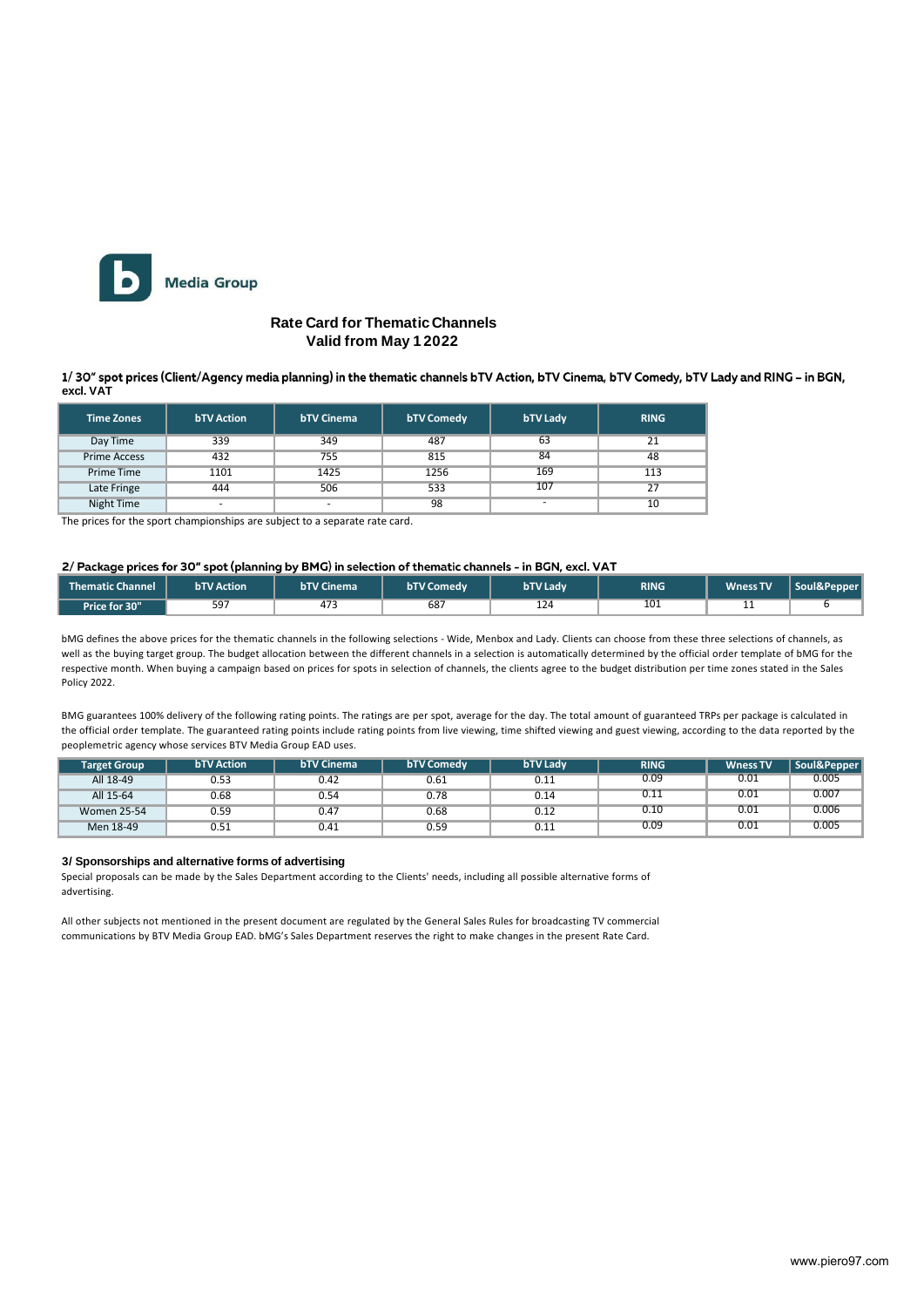Media Group

## Rate Card for Thematic Channels
## Valid from May 1 2022

### 1/ 30" spot prices (Client/Agency media planning) in the thematic channels bTV Action, bTV Cinema, bTV Comedy, bTV Lady and RING – in BGN, excl. VAT

| Time Zones | bTV Action | bTV Cinema | bTV Comedy | bTV Lady | RING |
|---|---|---|---|---|---|
| Day Time | 339 | 349 | 487 | 63 | 21 |
| Prime Access | 432 | 755 | 815 | 84 | 48 |
| Prime Time | 1101 | 1425 | 1256 | 169 | 113 |
| Late Fringe | 444 | 506 | 533 | 107 | 27 |
| Night Time | - | - | 98 | - | 10 |

The prices for the sport championships are subject to a separate rate card.

### 2/ Package prices for 30" spot (planning by BMG) in selection of thematic channels - in BGN, excl. VAT

| Thematic Channel | bTV Action | bTV Cinema | bTV Comedy | bTV Lady | RING | Wness TV | Soul&Pepper |
|---|---|---|---|---|---|---|---|
| Price for 30" | 597 | 473 | 687 | 124 | 101 | 11 | 6 |

bMG defines the above prices for the thematic channels in the following selections - Wide, Menbox and Lady. Clients can choose from these three selections of channels, as well as the buying target group. The budget allocation between the different channels in a selection is automatically determined by the official order template of bMG for the respective month. When buying a campaign based on prices for spots in selection of channels, the clients agree to the budget distribution per time zones stated in the Sales Policy 2022.

BMG guarantees 100% delivery of the following rating points. The ratings are per spot, average for the day. The total amount of guaranteed TRPs per package is calculated in the official order template. The guaranteed rating points include rating points from live viewing, time shifted viewing and guest viewing, according to the data reported by the peoplemetric agency whose services BTV Media Group EAD uses.

| Target Group | bTV Action | bTV Cinema | bTV Comedy | bTV Lady | RING | Wness TV | Soul&Pepper |
|---|---|---|---|---|---|---|---|
| All 18-49 | 0.53 | 0.42 | 0.61 | 0.11 | 0.09 | 0.01 | 0.005 |
| All 15-64 | 0.68 | 0.54 | 0.78 | 0.14 | 0.11 | 0.01 | 0.007 |
| Women 25-54 | 0.59 | 0.47 | 0.68 | 0.12 | 0.10 | 0.01 | 0.006 |
| Men 18-49 | 0.51 | 0.41 | 0.59 | 0.11 | 0.09 | 0.01 | 0.005 |

### 3/ Sponsorships and alternative forms of advertising

Special proposals can be made by the Sales Department according to the Clients' needs, including all possible alternative forms of advertising.

All other subjects not mentioned in the present document are regulated by the General Sales Rules for broadcasting TV commercial communications by BTV Media Group EAD. bMG's Sales Department reserves the right to make changes in the present Rate Card.

www.piero97.com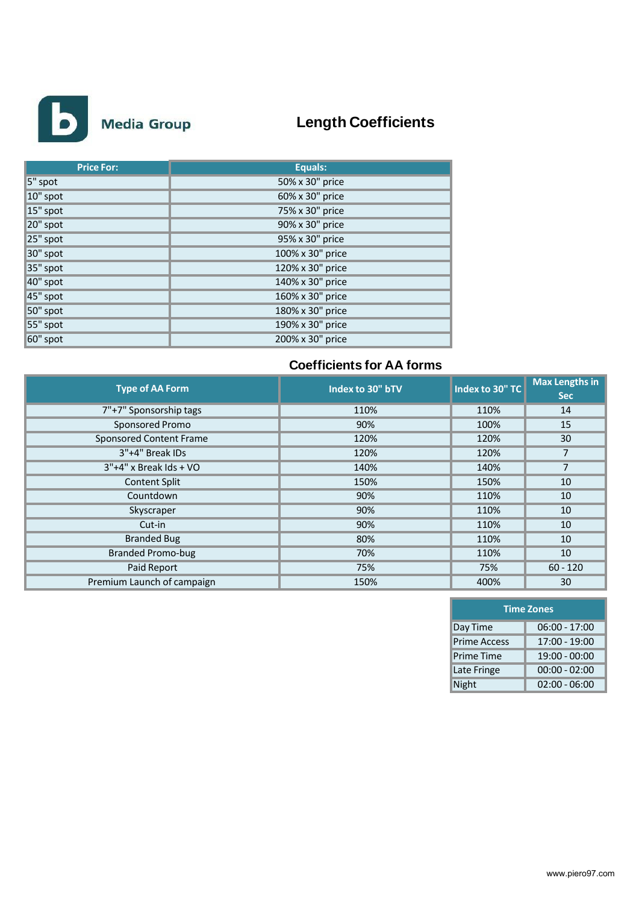Media Group

# Length Coefficients

| Price For: | Equals: |
|---|---|
| 5" spot | 50% x 30" price |
| 10" spot | 60% x 30" price |
| 15" spot | 75% x 30" price |
| 20" spot | 90% x 30" price |
| 25" spot | 95% x 30" price |
| 30" spot | 100% x 30" price |
| 35" spot | 120% x 30" price |
| 40" spot | 140% x 30" price |
| 45" spot | 160% x 30" price |
| 50" spot | 180% x 30" price |
| 55" spot | 190% x 30" price |
| 60" spot | 200% x 30" price |

## Coefficients for AA forms

| Type of AA Form | Index to 30" bTV | Index to 30" TC | Max Lengths in Sec |
|---|---|---|---|
| 7"+7" Sponsorship tags | 110% | 110% | 14 |
| Sponsored Promo | 90% | 100% | 15 |
| Sponsored Content Frame | 120% | 120% | 30 |
| 3"+4" Break IDs | 120% | 120% | 7 |
| 3"+4" x Break Ids + VO | 140% | 140% | 7 |
| Content Split | 150% | 150% | 10 |
| Countdown | 90% | 110% | 10 |
| Skyscraper | 90% | 110% | 10 |
| Cut-in | 90% | 110% | 10 |
| Branded Bug | 80% | 110% | 10 |
| Branded Promo-bug | 70% | 110% | 10 |
| Paid Report | 75% | 75% | 60 - 120 |
| Premium Launch of campaign | 150% | 400% | 30 |

| Time Zones | |
|---|---|
| Day Time | 06:00 - 17:00 |
| Prime Access | 17:00 - 19:00 |
| Prime Time | 19:00 - 00:00 |
| Late Fringe | 00:00 - 02:00 |
| Night | 02:00 - 06:00 |

www.piero97.com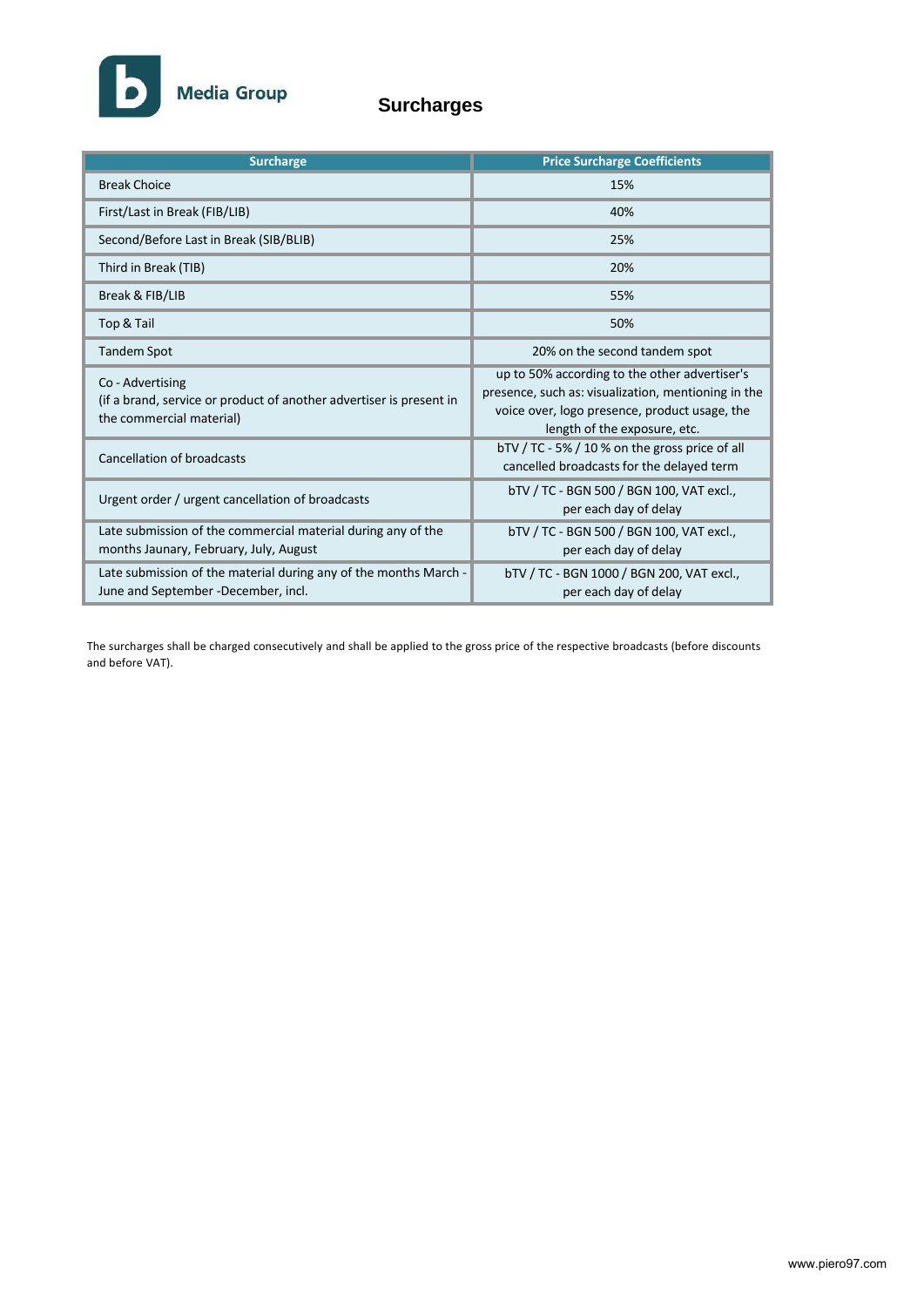Media Group

# Surcharges

| Surcharge | Price Surcharge Coefficients |
|---|---|
| Break Choice | 15% |
| First/Last in Break (FIB/LIB) | 40% |
| Second/Before Last in Break (SIB/BLIB) | 25% |
| Third in Break (TIB) | 20% |
| Break & FIB/LIB | 55% |
| Top & Tail | 50% |
| Tandem Spot | 20% on the second tandem spot |
| Co - Advertising (if a brand, service or product of another advertiser is present in the commercial material) | up to 50% according to the other advertiser's presence, such as: visualization, mentioning in the voice over, logo presence, product usage, the length of the exposure, etc. |
| Cancellation of broadcasts | bTV / TC - 5% / 10 % on the gross price of all cancelled broadcasts for the delayed term |
| Urgent order / urgent cancellation of broadcasts | bTV / TC - BGN 500 / BGN 100, VAT excl., per each day of delay |
| Late submission of the commercial material during any of the months Jaunary, February, July, August | bTV / TC - BGN 500 / BGN 100, VAT excl., per each day of delay |
| Late submission of the material during any of the months March - June and September -December, incl. | bTV / TC - BGN 1000 / BGN 200, VAT excl., per each day of delay |

The surcharges shall be charged consecutively and shall be applied to the gross price of the respective broadcasts (before discounts and before VAT).